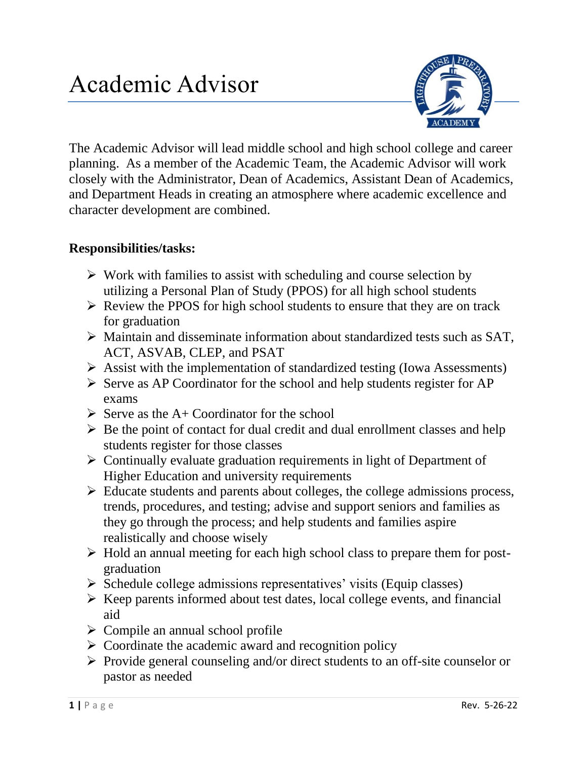# Academic Advisor

The Academic Advisor will lead middle school and high school college and career planning. As a member of the Academic Team, the Academic Advisor will work closely with the Administrator, Dean of Academics, Assistant Dean of Academics, and Department Heads in creating an atmosphere where academic excellence and character development are combined.

**Responsibilities/tasks:**

- Work with families to assist with scheduling and course selection by utilizing a Personal Plan of Study (PPOS) for all high school students
- Review the PPOS for high school students to ensure that they are on track for graduation
- Maintain and disseminate information about standardized tests such as SAT, ACT, ASVAB, CLEP, and PSAT
- Assist with the implementation of standardized testing (Iowa Assessments)
- Serve as AP Coordinator for the school and help students register for AP exams
- Serve as the A+ Coordinator for the school
- Be the point of contact for dual credit and dual enrollment classes and help students register for those classes
- Continually evaluate graduation requirements in light of Department of Higher Education and university requirements
- Educate students and parents about colleges, the college admissions process, trends, procedures, and testing; advise and support seniors and families as they go through the process; and help students and families aspire realistically and choose wisely
- Hold an annual meeting for each high school class to prepare them for post-graduation
- Schedule college admissions representatives' visits (Equip classes)
- Keep parents informed about test dates, local college events, and financial aid
- Compile an annual school profile
- Coordinate the academic award and recognition policy
- Provide general counseling and/or direct students to an off-site counselor or pastor as needed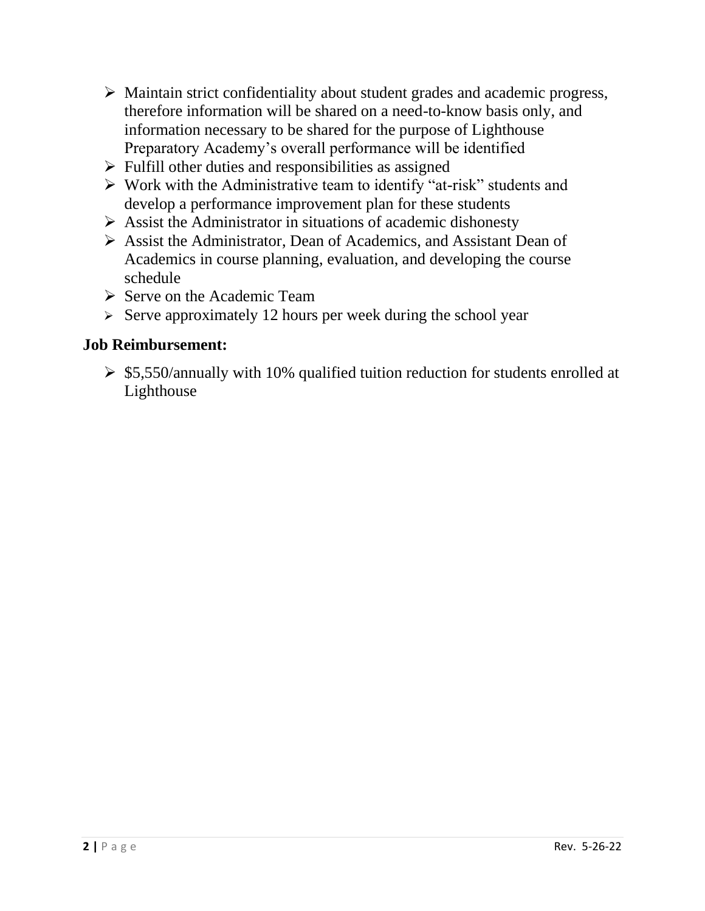- Maintain strict confidentiality about student grades and academic progress, therefore information will be shared on a need-to-know basis only, and information necessary to be shared for the purpose of Lighthouse Preparatory Academy's overall performance will be identified
- Fulfill other duties and responsibilities as assigned
- Work with the Administrative team to identify "at-risk" students and develop a performance improvement plan for these students
- Assist the Administrator in situations of academic dishonesty
- Assist the Administrator, Dean of Academics, and Assistant Dean of Academics in course planning, evaluation, and developing the course schedule
- Serve on the Academic Team
- Serve approximately 12 hours per week during the school year

## Job Reimbursement:

- $5,550/annually with 10% qualified tuition reduction for students enrolled at Lighthouse